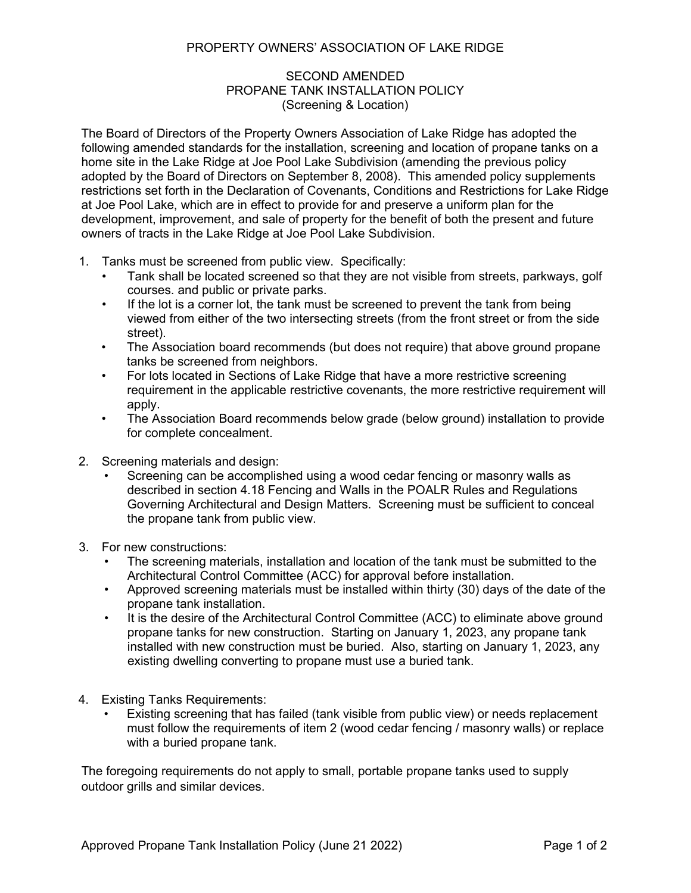# PROPERTY OWNERS' ASSOCIATION OF LAKE RIDGE

## SECOND AMENDED
## PROPANE TANK INSTALLATION POLICY
## (Screening & Location)

The Board of Directors of the Property Owners Association of Lake Ridge has adopted the following amended standards for the installation, screening and location of propane tanks on a home site in the Lake Ridge at Joe Pool Lake Subdivision (amending the previous policy adopted by the Board of Directors on September 8, 2008). This amended policy supplements restrictions set forth in the Declaration of Covenants, Conditions and Restrictions for Lake Ridge at Joe Pool Lake, which are in effect to provide for and preserve a uniform plan for the development, improvement, and sale of property for the benefit of both the present and future owners of tracts in the Lake Ridge at Joe Pool Lake Subdivision.

1. Tanks must be screened from public view. Specifically:
   - Tank shall be located screened so that they are not visible from streets, parkways, golf courses. and public or private parks.
   - If the lot is a corner lot, the tank must be screened to prevent the tank from being viewed from either of the two intersecting streets (from the front street or from the side street).
   - The Association board recommends (but does not require) that above ground propane tanks be screened from neighbors.
   - For lots located in Sections of Lake Ridge that have a more restrictive screening requirement in the applicable restrictive covenants, the more restrictive requirement will apply.
   - The Association Board recommends below grade (below ground) installation to provide for complete concealment.

2. Screening materials and design:
   - Screening can be accomplished using a wood cedar fencing or masonry walls as described in section 4.18 Fencing and Walls in the POALR Rules and Regulations Governing Architectural and Design Matters. Screening must be sufficient to conceal the propane tank from public view.

3. For new constructions:
   - The screening materials, installation and location of the tank must be submitted to the Architectural Control Committee (ACC) for approval before installation.
   - Approved screening materials must be installed within thirty (30) days of the date of the propane tank installation.
   - It is the desire of the Architectural Control Committee (ACC) to eliminate above ground propane tanks for new construction. Starting on January 1, 2023, any propane tank installed with new construction must be buried. Also, starting on January 1, 2023, any existing dwelling converting to propane must use a buried tank.

4. Existing Tanks Requirements:
   - Existing screening that has failed (tank visible from public view) or needs replacement must follow the requirements of item 2 (wood cedar fencing / masonry walls) or replace with a buried propane tank.

The foregoing requirements do not apply to small, portable propane tanks used to supply outdoor grills and similar devices.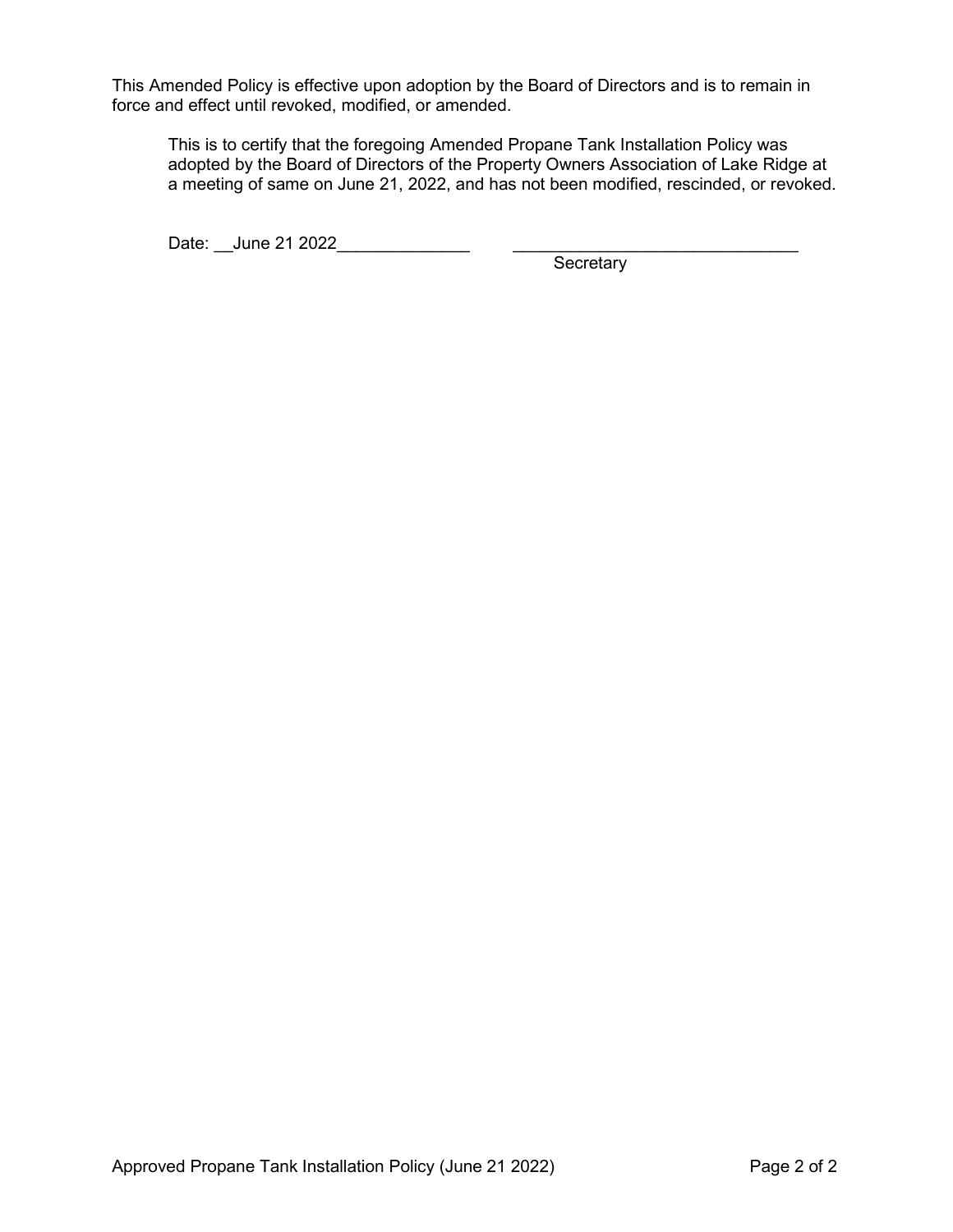This Amended Policy is effective upon adoption by the Board of Directors and is to remain in force and effect until revoked, modified, or amended.

> This is to certify that the foregoing Amended Propane Tank Installation Policy was adopted by the Board of Directors of the Property Owners Association of Lake Ridge at a meeting of same on June 21, 2022, and has not been modified, rescinded, or revoked.

Date: __June 21 2022______________        ______________________________
Secretary